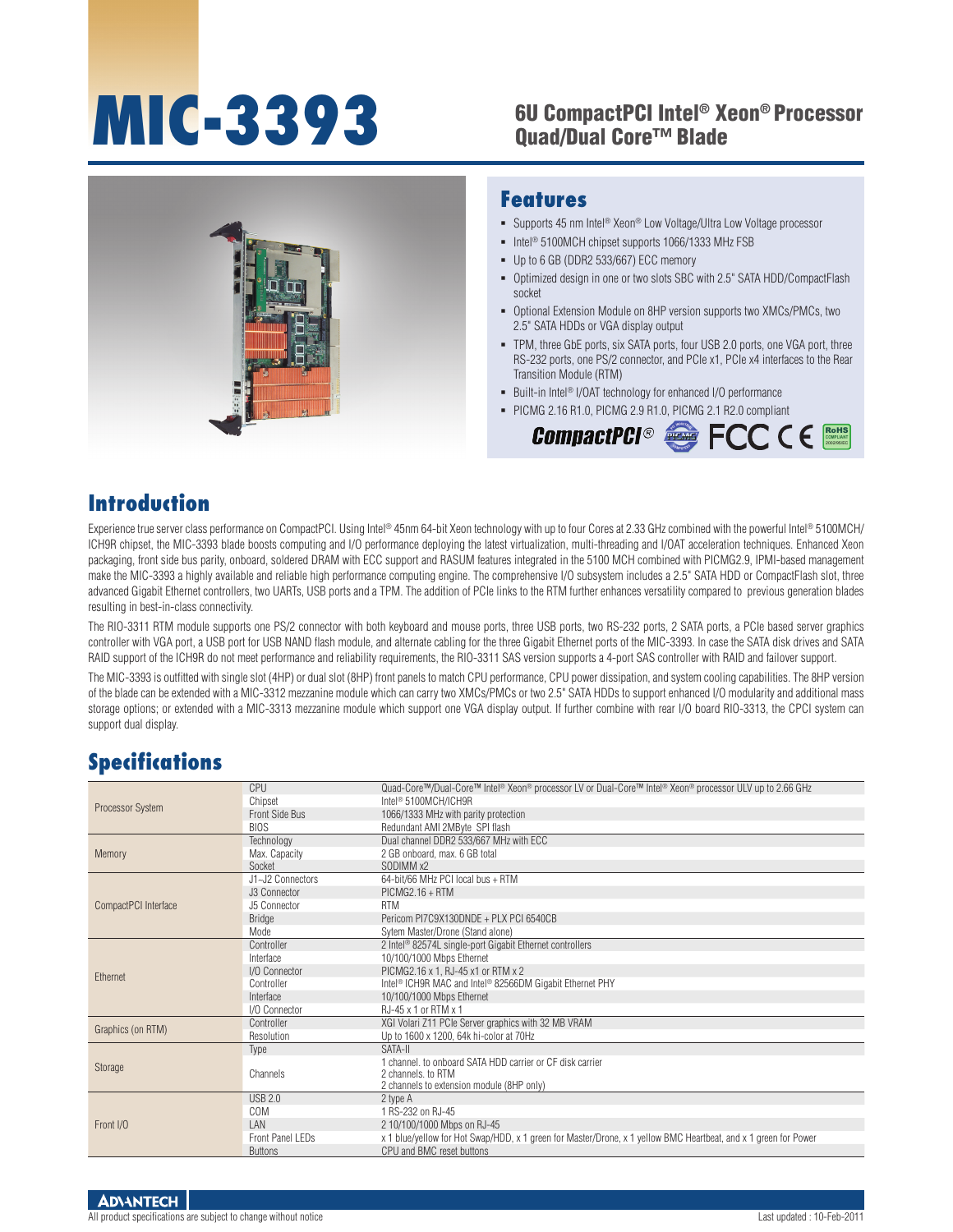# MIC-3393

## 6U CompactPCI Intel® Xeon® Processor Quad/Dual Core™ Blade

## Features

- Supports 45 nm Intel® Xeon® Low Voltage/Ultra Low Voltage processor
- Intel® 5100MCH chipset supports 1066/1333 MHz FSB
- Up to 6 GB (DDR2 533/667) ECC memory
- Optimized design in one or two slots SBC with 2.5" SATA HDD/CompactFlash socket
- Optional Extension Module on 8HP version supports two XMCs/PMCs, two 2.5" SATA HDDs or VGA display output
- TPM, three GbE ports, six SATA ports, four USB 2.0 ports, one VGA port, three RS-232 ports, one PS/2 connector, and PCIe x1, PCIe x4 interfaces to the Rear Transition Module (RTM)
- Built-in Intel® I/OAT technology for enhanced I/O performance
- PICMG 2.16 R1.0, PICMG 2.9 R1.0, PICMG 2.1 R2.0 compliant

## Introduction

Experience true server class performance on CompactPCI. Using Intel® 45nm 64-bit Xeon technology with up to four Cores at 2.33 GHz combined with the powerful Intel® 5100MCH/ICH9R chipset, the MIC-3393 blade boosts computing and I/O performance deploying the latest virtualization, multi-threading and I/OAT acceleration techniques. Enhanced Xeon packaging, front side bus parity, onboard, soldered DRAM with ECC support and RASUM features integrated in the 5100 MCH combined with PICMG2.9, IPMI-based management make the MIC-3393 a highly available and reliable high performance computing engine. The comprehensive I/O subsystem includes a 2.5" SATA HDD or CompactFlash slot, three advanced Gigabit Ethernet controllers, two UARTs, USB ports and a TPM. The addition of PCIe links to the RTM further enhances versatility compared to previous generation blades resulting in best-in-class connectivity.

The RIO-3311 RTM module supports one PS/2 connector with both keyboard and mouse ports, three USB ports, two RS-232 ports, 2 SATA ports, a PCIe based server graphics controller with VGA port, a USB port for USB NAND flash module, and alternate cabling for the three Gigabit Ethernet ports of the MIC-3393. In case the SATA disk drives and SATA RAID support of the ICH9R do not meet performance and reliability requirements, the RIO-3311 SAS version supports a 4-port SAS controller with RAID and failover support.

The MIC-3393 is outfitted with single slot (4HP) or dual slot (8HP) front panels to match CPU performance, CPU power dissipation, and system cooling capabilities. The 8HP version of the blade can be extended with a MIC-3312 mezzanine module which can carry two XMCs/PMCs or two 2.5" SATA HDDs to support enhanced I/O modularity and additional mass storage options; or extended with a MIC-3313 mezzanine module which support one VGA display output. If further combine with rear I/O board RIO-3313, the CPCI system can support dual display.

## Specifications

| Category | Item | Specification |
|---|---|---|
| Processor System | CPU | Quad-Core™/Dual-Core™ Intel® Xeon® processor LV or Dual-Core™ Intel® Xeon® processor ULV up to 2.66 GHz |
| | Chipset | Intel® 5100MCH/ICH9R |
| | Front Side Bus | 1066/1333 MHz with parity protection |
| | BIOS | Redundant AMI 2MByte SPI flash |
| Memory | Technology | Dual channel DDR2 533/667 MHz with ECC |
| | Max. Capacity | 2 GB onboard, max. 6 GB total |
| | Socket | SODIMM x2 |
| CompactPCI Interface | J1~J2 Connectors | 64-bit/66 MHz PCI local bus + RTM |
| | J3 Connector | PICMG2.16 + RTM |
| | J5 Connector | RTM |
| | Bridge | Pericom PI7C9X130DNDE + PLX PCI 6540CB |
| | Mode | Sytem Master/Drone (Stand alone) |
| Ethernet | Controller | 2 Intel® 82574L single-port Gigabit Ethernet controllers |
| | Interface | 10/100/1000 Mbps Ethernet |
| | I/O Connector | PICMG2.16 x 1, RJ-45 x1 or RTM x 2 |
| | Controller | Intel® ICH9R MAC and Intel® 82566DM Gigabit Ethernet PHY |
| | Interface | 10/100/1000 Mbps Ethernet |
| | I/O Connector | RJ-45 x 1 or RTM x 1 |
| Graphics (on RTM) | Controller | XGI Volari Z11 PCIe Server graphics with 32 MB VRAM |
| | Resolution | Up to 1600 x 1200, 64k hi-color at 70Hz |
| Storage | Type | SATA-II |
| | Channels | 1 channel. to onboard SATA HDD carrier or CF disk carrier<br>2 channels. to RTM<br>2 channels to extension module (8HP only) |
| Front I/O | USB 2.0 | 2 type A |
| | COM | 1 RS-232 on RJ-45 |
| | LAN | 2 10/100/1000 Mbps on RJ-45 |
| | Front Panel LEDs | x 1 blue/yellow for Hot Swap/HDD, x 1 green for Master/Drone, x 1 yellow BMC Heartbeat, and x 1 green for Power |
| | Buttons | CPU and BMC reset buttons |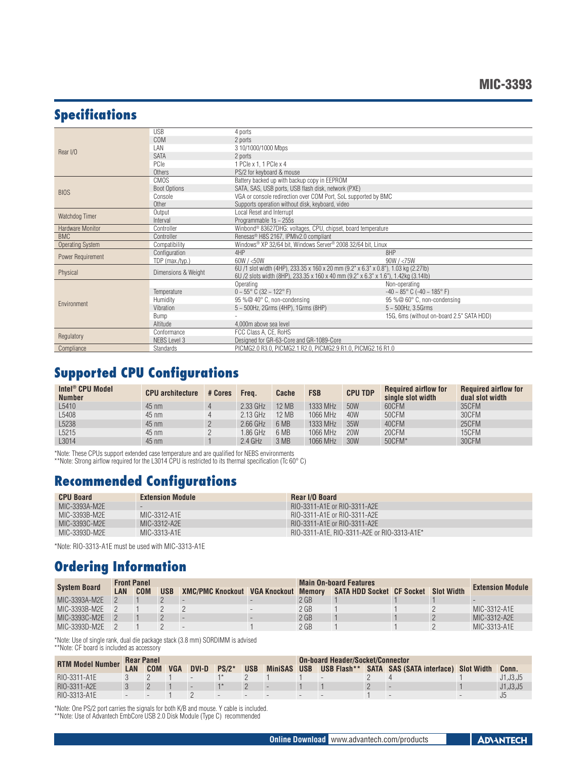## Specifications

| | | | |
|---|---|---|---|
| Rear I/O | USB | 4 ports | |
| | COM | 2 ports | |
| | LAN | 3 10/1000/1000 Mbps | |
| | SATA | 2 ports | |
| | PCIe | 1 PCIe x 1, 1 PCIe x 4 | |
| | Others | PS/2 for keyboard & mouse | |
| BIOS | CMOS | Battery backed up with backup copy in EEPROM | |
| | Boot Options | SATA, SAS, USB ports, USB flash disk, network (PXE) | |
| | Console | VGA or console redirection over COM Port, SoL supported by BMC | |
| | Other | Supports operation without disk, keyboard, video | |
| Watchdog Timer | Output | Local Reset and Interrupt | |
| | Interval | Programmable 1s ~ 255s | |
| Hardware Monitor | Controller | Winbond® 83627DHG: voltages, CPU, chipset, board temperature | |
| BMC | Controller | Renesas® H8S 2167, IPMIv2.0 compliant | |
| Operating System | Compatibility | Windows® XP 32/64 bit, Windows Server® 2008 32/64 bit, Linux | |
| Power Requirement | Configuration | 4HP | 8HP |
| | TDP (max./typ.) | 60W / <50W | 90W / <75W |
| Physical | Dimensions & Weight | 6U /1 slot width (4HP), 233.35 x 160 x 20 mm (9.2" x 6.3" x 0.8"), 1.03 kg (2.27lb)<br>6U /2 slots width (8HP), 233.35 x 160 x 40 mm (9.2" x 6.3" x 1.6"), 1.42kg (3.14lb) | |
| Environment | | Operating | Non-operating |
| | Temperature | 0 ~ 55° C (32 ~ 122° F) | -40 ~ 85° C (-40 ~ 185° F) |
| | Humidity | 95 %@ 40° C, non-condensing | 95 %@ 60° C, non-condensing |
| | Vibration | 5 ~ 500Hz, 2Grms (4HP), 1Grms (8HP) | 5 ~ 500Hz, 3.5Grms |
| | Bump | - | 15G, 6ms (without on-board 2.5" SATA HDD) |
| | Altitude | 4,000m above sea level | |
| Regulatory | Conformance | FCC Class A, CE, RoHS | |
| | NEBS Level 3 | Designed for GR-63-Core and GR-1089-Core | |
| Compliance | Standards | PICMG2.0 R3.0, PICMG2.1 R2.0, PICMG2.9 R1.0, PICMG2.16 R1.0 | |

## Supported CPU Configurations

| Intel® CPU Model Number | CPU architecture | # Cores | Freq. | Cache | FSB | CPU TDP | Required airflow for single slot width | Required airflow for dual slot width |
|---|---|---|---|---|---|---|---|---|
| L5410 | 45 nm | 4 | 2.33 GHz | 12 MB | 1333 MHz | 50W | 60CFM | 35CFM |
| L5408 | 45 nm | 4 | 2.13 GHz | 12 MB | 1066 MHz | 40W | 50CFM | 30CFM |
| L5238 | 45 nm | 2 | 2.66 GHz | 6 MB | 1333 MHz | 35W | 40CFM | 25CFM |
| L5215 | 45 nm | 2 | 1.86 GHz | 6 MB | 1066 MHz | 20W | 20CFM | 15CFM |
| L3014 | 45 nm | 1 | 2.4 GHz | 3 MB | 1066 MHz | 30W | 50CFM* | 30CFM |

*Note: These CPUs support extended case temperature and are qualified for NEBS environments
**Note: Strong airflow required for the L3014 CPU is restricted to its thermal specification (Tc 60° C)

## Recommended Configurations

| CPU Board | Extension Module | Rear I/O Board |
|---|---|---|
| MIC-3393A-M2E | - | RIO-3311-A1E or RIO-3311-A2E |
| MIC-3393B-M2E | MIC-3312-A1E | RIO-3311-A1E or RIO-3311-A2E |
| MIC-3393C-M2E | MIC-3312-A2E | RIO-3311-A1E or RIO-3311-A2E |
| MIC-3393D-M2E | MIC-3313-A1E | RIO-3311-A1E, RIO-3311-A2E or RIO-3313-A1E* |

*Note: RIO-3313-A1E must be used with MIC-3313-A1E

## Ordering Information

| System Board | Front Panel | | | | | Main On-board Features | | | | Extension Module |
|---|---|---|---|---|---|---|---|---|---|---|
| | LAN | COM | USB | XMC/PMC Knockout | VGA Knockout | Memory | SATA HDD Socket | CF Socket | Slot Width | |
| MIC-3393A-M2E | 2 | 1 | 2 | - | - | 2 GB | 1 | 1 | 1 | - |
| MIC-3393B-M2E | 2 | 1 | 2 | 2 | - | 2 GB | 1 | 1 | 2 | MIC-3312-A1E |
| MIC-3393C-M2E | 2 | 1 | 2 | - | - | 2 GB | 1 | 1 | 2 | MIC-3312-A2E |
| MIC-3393D-M2E | 2 | 1 | 2 | - | 1 | 2 GB | 1 | 1 | 2 | MIC-3313-A1E |

*Note: Use of single rank, dual die package stack (3.8 mm) SORDIMM is advised
**Note: CF board is included as accessory

| RTM Model Number | Rear Panel | | | | | | | On-board Header/Socket/Connector | | | | | |
|---|---|---|---|---|---|---|---|---|---|---|---|---|---|
| | LAN | COM | VGA | DVI-D | PS/2* | USB | MiniSAS | USB | USB Flash** | SATA | SAS (SATA interface) | Slot Width | Conn. |
| RIO-3311-A1E | 3 | 2 | 1 | - | 1* | 2 | 1 | 1 | - | 2 | 4 | 1 | J1,J3,J5 |
| RIO-3311-A2E | 3 | 2 | 1 | - | 1* | 2 | - | 1 | 1 | 2 | - | 1 | J1,J3,J5 |
| RIO-3313-A1E | - | - | 1 | 2 | - | - | - | - | - | 1 | - | - | J5 |

*Note: One PS/2 port carries the signals for both K/B and mouse. Y cable is included.
**Note: Use of Advantech EmbCore USB 2.0 Disk Module (Type C) recommended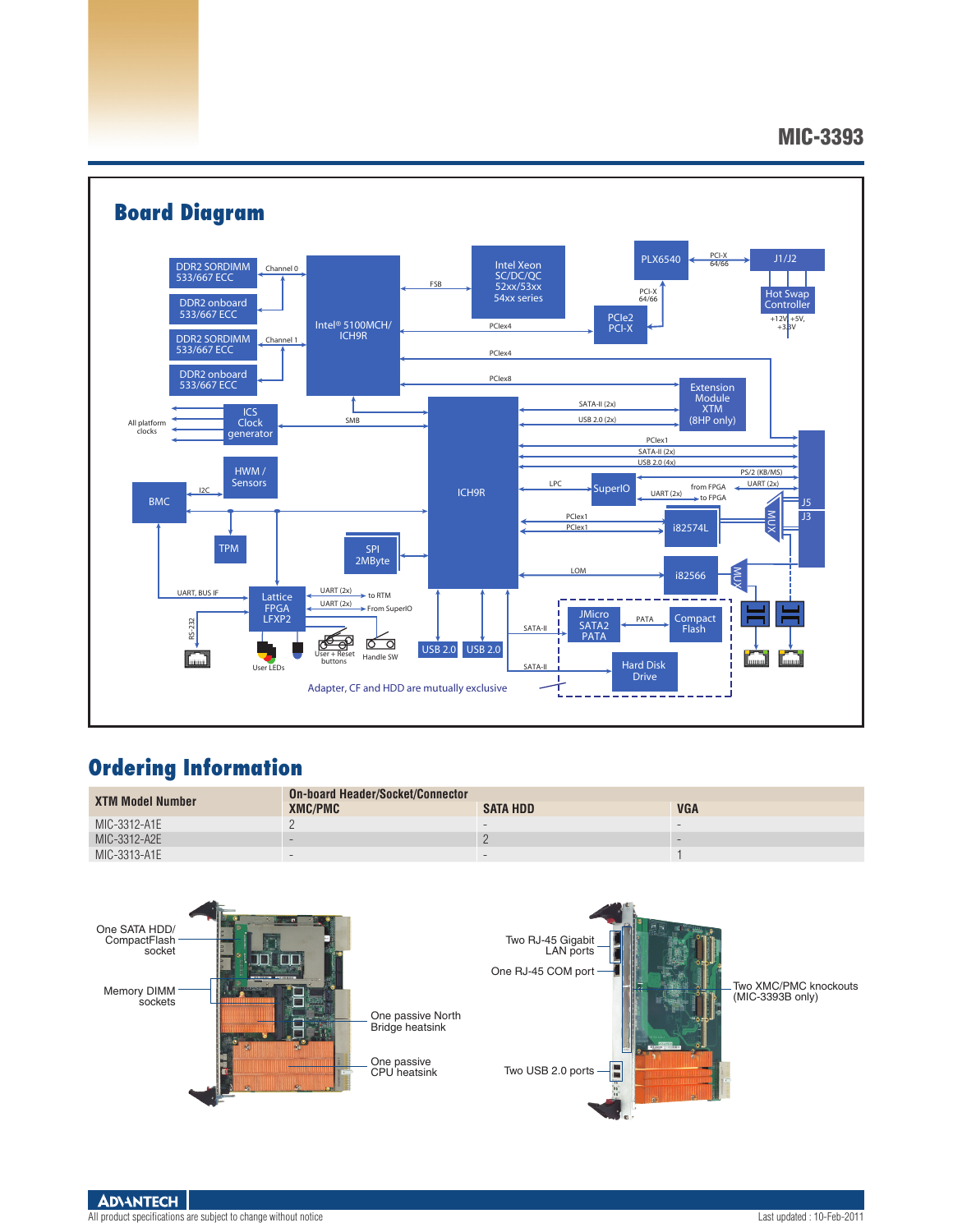## Board Diagram

DDR2 SORDIMM 533/667 ECC
DDR2 onboard 533/667 ECC
DDR2 SORDIMM 533/667 ECC
DDR2 onboard 533/667 ECC
Channel 0
Channel 1
Intel® 5100MCH/ ICH9R
FSB
Intel Xeon SC/DC/QC 52xx/53xx 54xx series
PLX6540
PCI-X 64/66
J1/J2
Hot Swap Controller
+12V +5V, +3.3V
PCI-X 64/66
PCIe2 PCI-X
PCIex4
PCIex4
PCIex8
Extension Module XTM (8HP only)
SATA-II (2x)
USB 2.0 (2x)
All platform clocks
ICS Clock generator
SMB
PCIex1
SATA-II (2x)
USB 2.0 (4x)
PS/2 (KB/MS)
UART (2x)
HWM / Sensors
I2C
BMC
ICH9R
LPC
SuperIO
UART (2x)
from FPGA
to FPGA
J5
J3
PCIex1
PCIex1
i82574L
MUX
TPM
SPI 2MByte
LOM
i82566
MUX
UART, BUS IF
Lattice FPGA LFXP2
UART (2x)
UART (2x)
to RTM
From SuperIO
RS-232
User LEDs
User + Reset buttons
Handle SW
USB 2.0
USB 2.0
SATA-II
JMicro SATA2 PATA
PATA
Compact Flash
SATA-II
Hard Disk Drive
Adapter, CF and HDD are mutually exclusive

## Ordering Information

| XTM Model Number | On-board Header/Socket/Connector XMC/PMC | SATA HDD | VGA |
|---|---|---|---|
| MIC-3312-A1E | 2 | - | - |
| MIC-3312-A2E | - | 2 | - |
| MIC-3313-A1E | - | - | 1 |

One SATA HDD/ CompactFlash socket
Memory DIMM sockets
One passive North Bridge heatsink
One passive CPU heatsink

Two RJ-45 Gigabit LAN ports
One RJ-45 COM port
Two USB 2.0 ports
Two XMC/PMC knockouts (MIC-3393B only)

All product specifications are subject to change without notice
Last updated : 10-Feb-2011